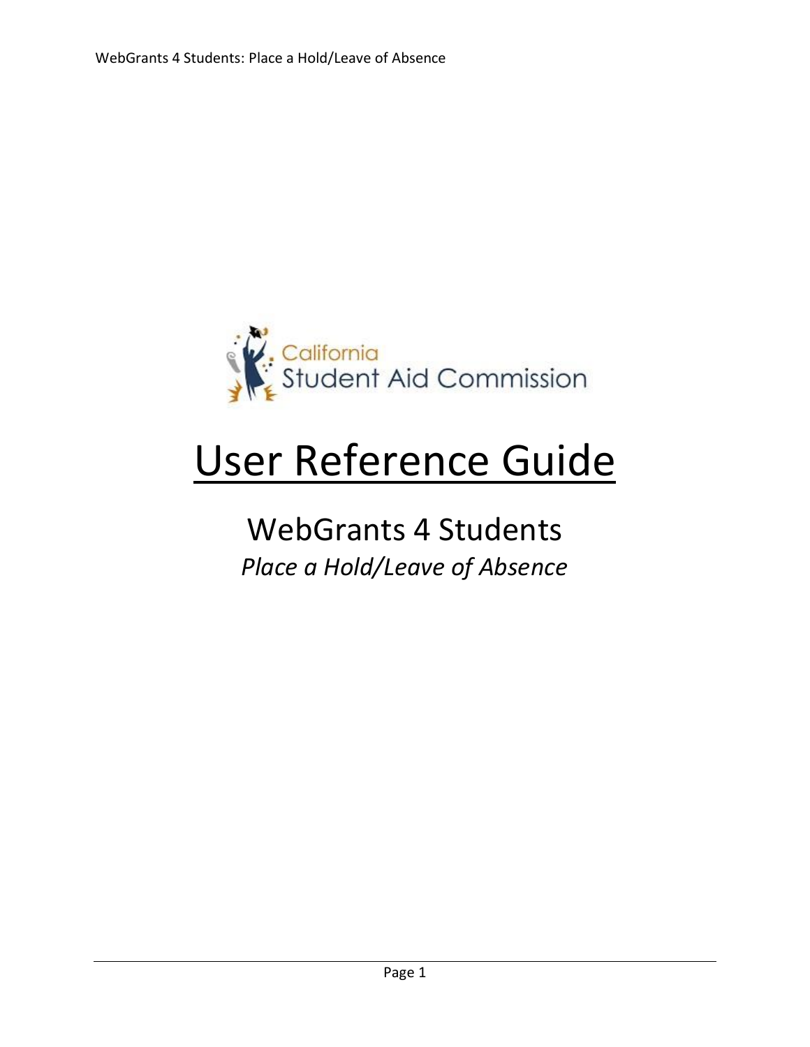California Student Aid Commission

# User Reference Guide

## WebGrants 4 Students

*Place a Hold/Leave of Absence*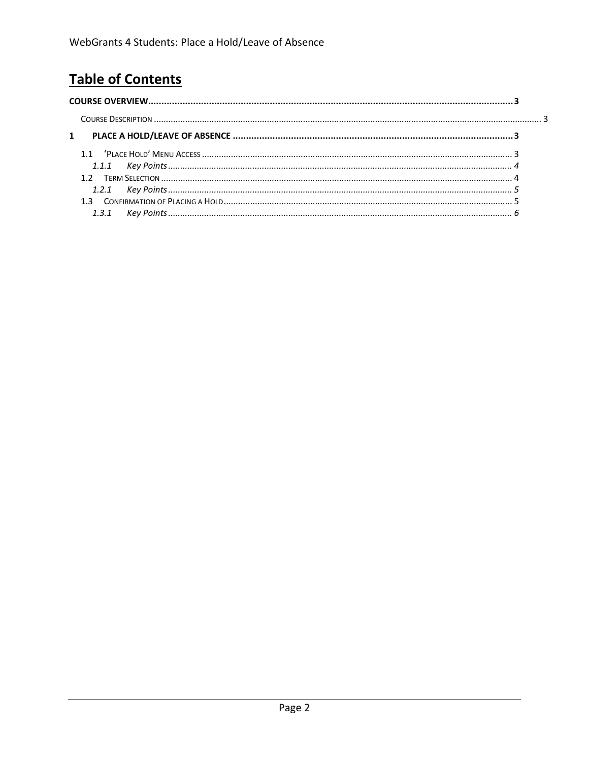# Table of Contents

**COURSE OVERVIEW** .......... 3

Course Description .......... 3

**1 PLACE A HOLD/LEAVE OF ABSENCE** .......... 3

1.1 'Place Hold' Menu Access .......... 3

*1.1.1 Key Points* .......... *4*

1.2 Term Selection .......... 4

*1.2.1 Key Points* .......... *5*

1.3 Confirmation of Placing a Hold .......... 5

*1.3.1 Key Points* .......... *6*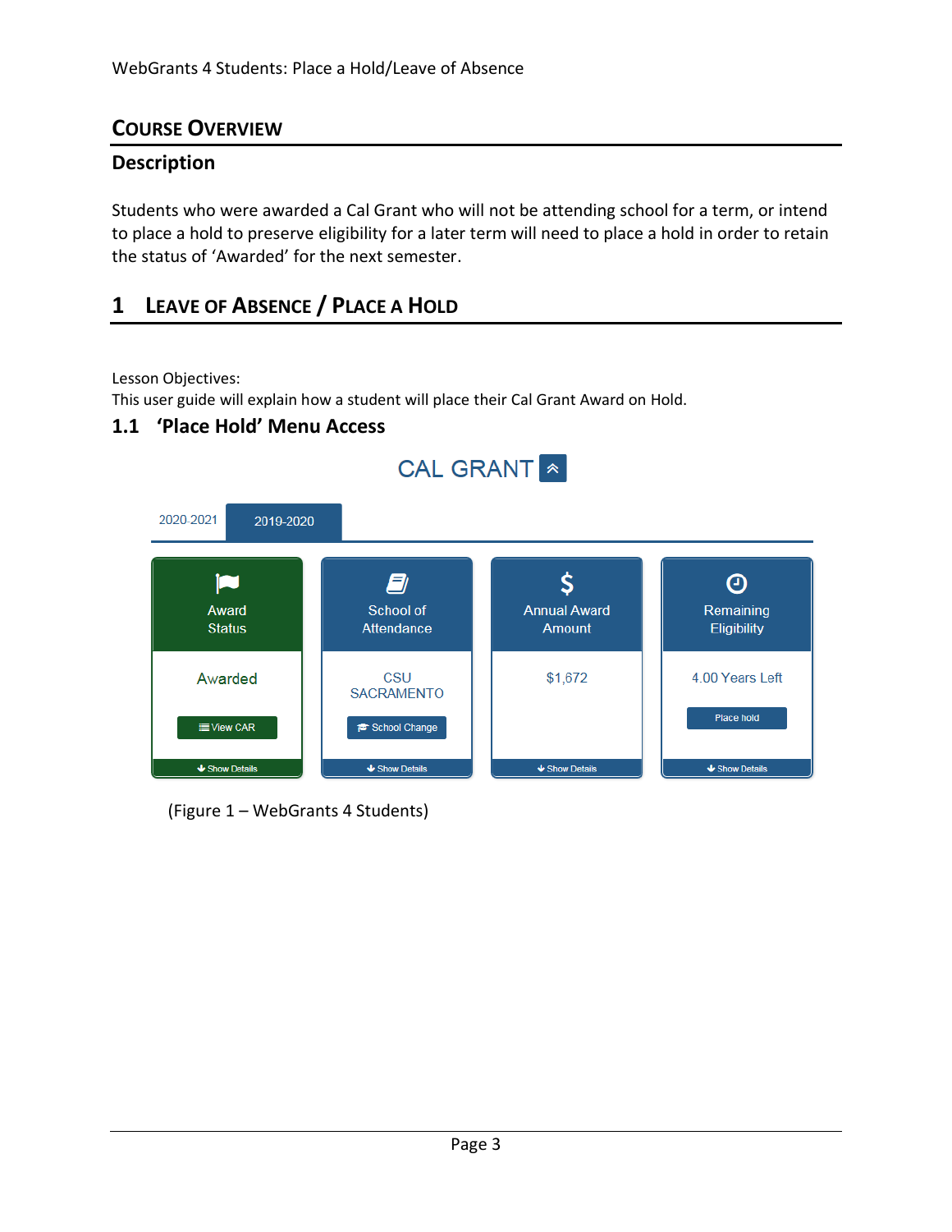# Course Overview

## Description

Students who were awarded a Cal Grant who will not be attending school for a term, or intend to place a hold to preserve eligibility for a later term will need to place a hold in order to retain the status of 'Awarded' for the next semester.

# 1 Leave of Absence / Place a Hold

Lesson Objectives:
This user guide will explain how a student will place their Cal Grant Award on Hold.

## 1.1 'Place Hold' Menu Access

(Figure 1 – WebGrants 4 Students)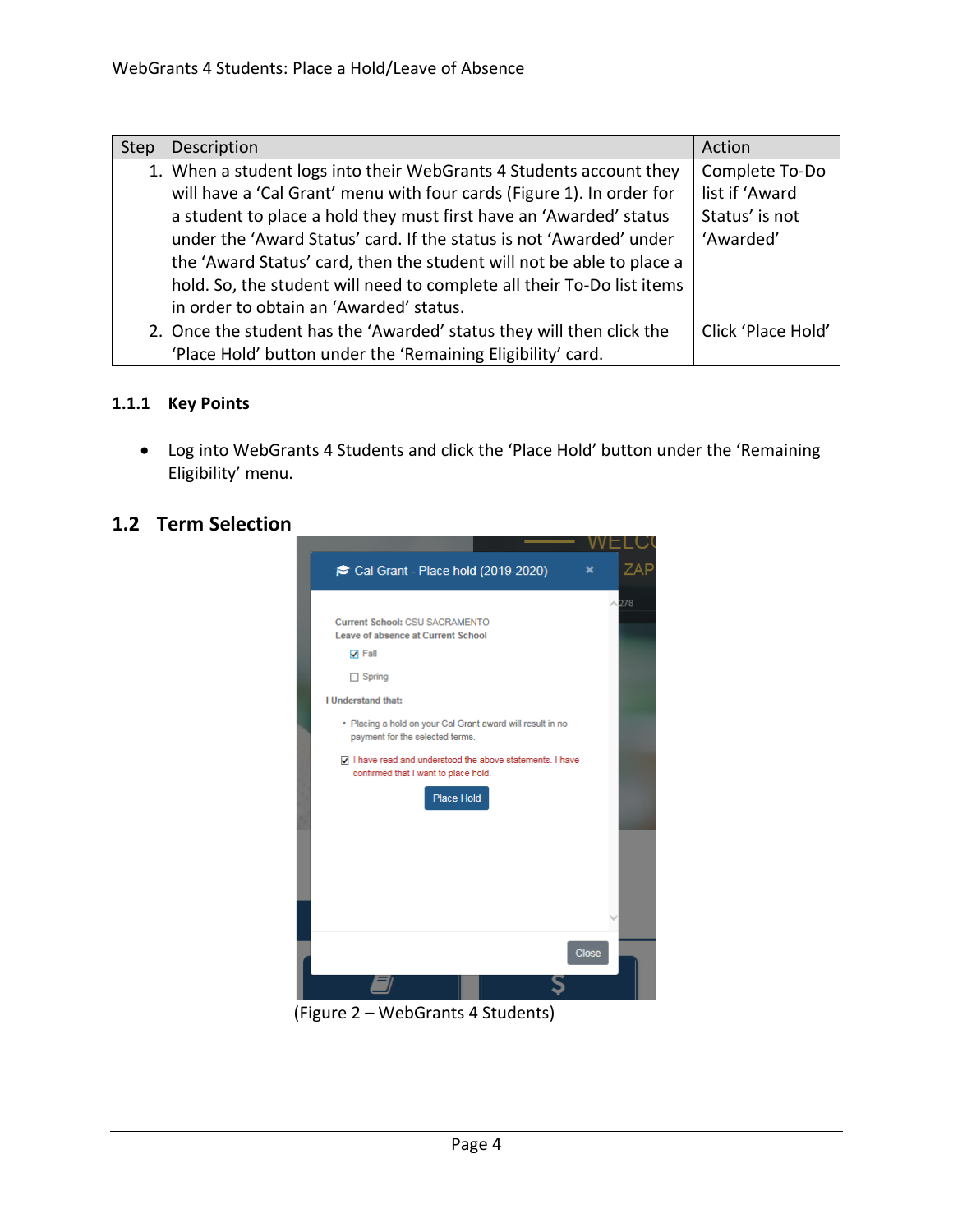| Step | Description | Action |
|---|---|---|
| 1. | When a student logs into their WebGrants 4 Students account they will have a 'Cal Grant' menu with four cards (Figure 1). In order for a student to place a hold they must first have an 'Awarded' status under the 'Award Status' card. If the status is not 'Awarded' under the 'Award Status' card, then the student will not be able to place a hold. So, the student will need to complete all their To-Do list items in order to obtain an 'Awarded' status. | Complete To-Do list if 'Award Status' is not 'Awarded' |
| 2. | Once the student has the 'Awarded' status they will then click the 'Place Hold' button under the 'Remaining Eligibility' card. | Click 'Place Hold' |

### 1.1.1 Key Points

- Log into WebGrants 4 Students and click the 'Place Hold' button under the 'Remaining Eligibility' menu.

## 1.2 Term Selection

(Figure 2 – WebGrants 4 Students)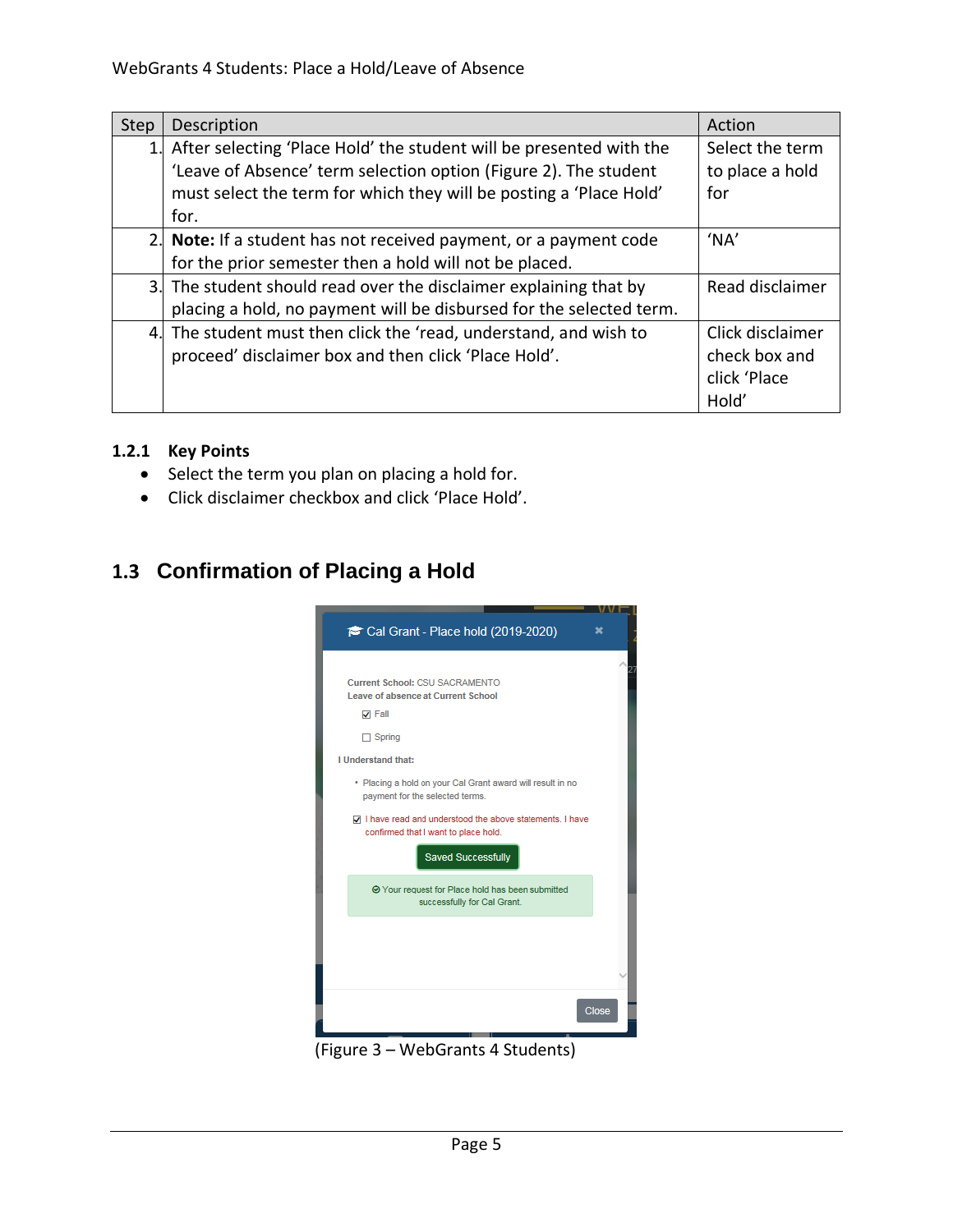| Step | Description | Action |
|---|---|---|
| 1. | After selecting 'Place Hold' the student will be presented with the 'Leave of Absence' term selection option (Figure 2). The student must select the term for which they will be posting a 'Place Hold' for. | Select the term to place a hold for |
| 2. | **Note:** If a student has not received payment, or a payment code for the prior semester then a hold will not be placed. | 'NA' |
| 3. | The student should read over the disclaimer explaining that by placing a hold, no payment will be disbursed for the selected term. | Read disclaimer |
| 4. | The student must then click the 'read, understand, and wish to proceed' disclaimer box and then click 'Place Hold'. | Click disclaimer check box and click 'Place Hold' |

### 1.2.1 Key Points

- Select the term you plan on placing a hold for.
- Click disclaimer checkbox and click 'Place Hold'.

## 1.3 Confirmation of Placing a Hold

(Figure 3 – WebGrants 4 Students)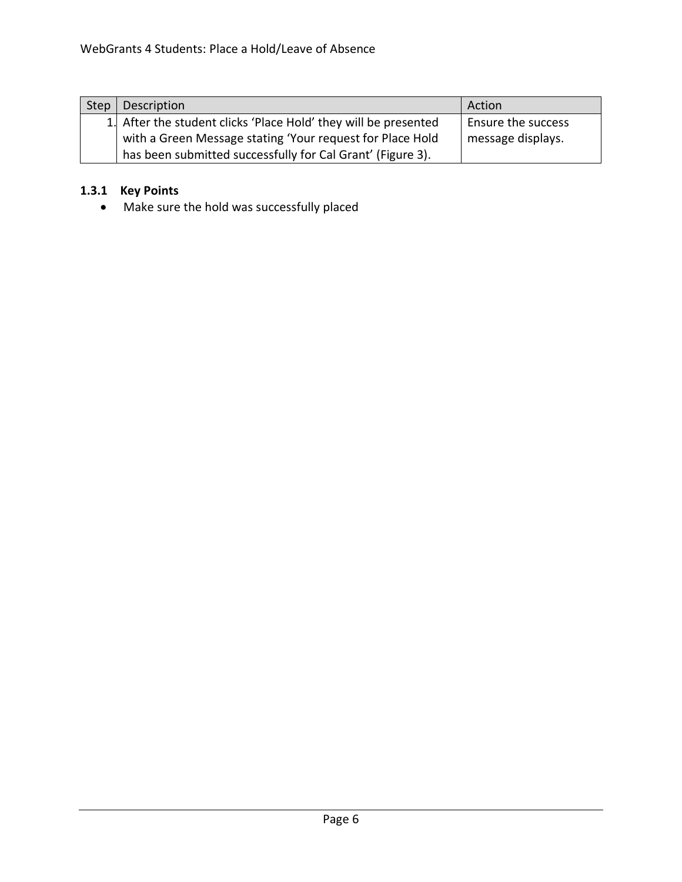| Step | Description | Action |
| --- | --- | --- |
| 1. | After the student clicks 'Place Hold' they will be presented with a Green Message stating 'Your request for Place Hold has been submitted successfully for Cal Grant' (Figure 3). | Ensure the success message displays. |

### 1.3.1 Key Points

- Make sure the hold was successfully placed